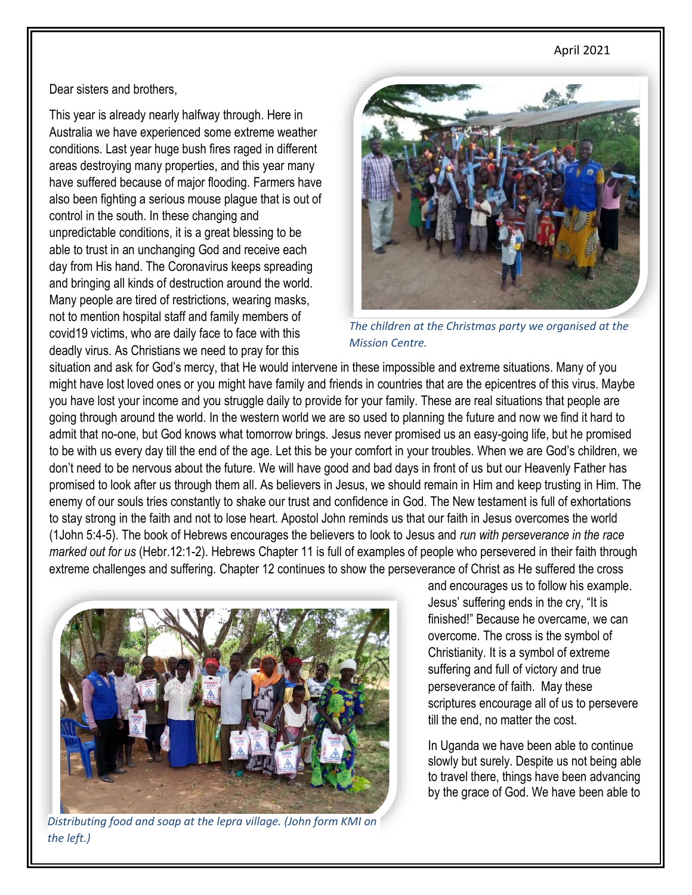April 2021

Dear sisters and brothers,

This year is already nearly halfway through. Here in Australia we have experienced some extreme weather conditions. Last year huge bush fires raged in different areas destroying many properties, and this year many have suffered because of major flooding. Farmers have also been fighting a serious mouse plague that is out of control in the south. In these changing and unpredictable conditions, it is a great blessing to be able to trust in an unchanging God and receive each day from His hand. The Coronavirus keeps spreading and bringing all kinds of destruction around the world. Many people are tired of restrictions, wearing masks, not to mention hospital staff and family members of covid19 victims, who are daily face to face with this deadly virus. As Christians we need to pray for this situation and ask for God's mercy, that He would intervene in these impossible and extreme situations. Many of you might have lost loved ones or you might have family and friends in countries that are the epicentres of this virus. Maybe you have lost your income and you struggle daily to provide for your family. These are real situations that people are going through around the world. In the western world we are so used to planning the future and now we find it hard to admit that no-one, but God knows what tomorrow brings. Jesus never promised us an easy-going life, but he promised to be with us every day till the end of the age. Let this be your comfort in your troubles. When we are God's children, we don't need to be nervous about the future. We will have good and bad days in front of us but our Heavenly Father has promised to look after us through them all. As believers in Jesus, we should remain in Him and keep trusting in Him. The enemy of our souls tries constantly to shake our trust and confidence in God. The New testament is full of exhortations to stay strong in the faith and not to lose heart. Apostol John reminds us that our faith in Jesus overcomes the world (1John 5:4-5). The book of Hebrews encourages the believers to look to Jesus and *run with perseverance in the race marked out for us* (Hebr.12:1-2). Hebrews Chapter 11 is full of examples of people who persevered in their faith through extreme challenges and suffering. Chapter 12 continues to show the perseverance of Christ as He suffered the cross and encourages us to follow his example. Jesus' suffering ends in the cry, "It is finished!" Because he overcame, we can overcome. The cross is the symbol of Christianity. It is a symbol of extreme suffering and full of victory and true perseverance of faith. May these scriptures encourage all of us to persevere till the end, no matter the cost.

*The children at the Christmas party we organised at the Mission Centre.*

*Distributing food and soap at the lepra village. (John form KMI on the left.)*

In Uganda we have been able to continue slowly but surely. Despite us not being able to travel there, things have been advancing by the grace of God. We have been able to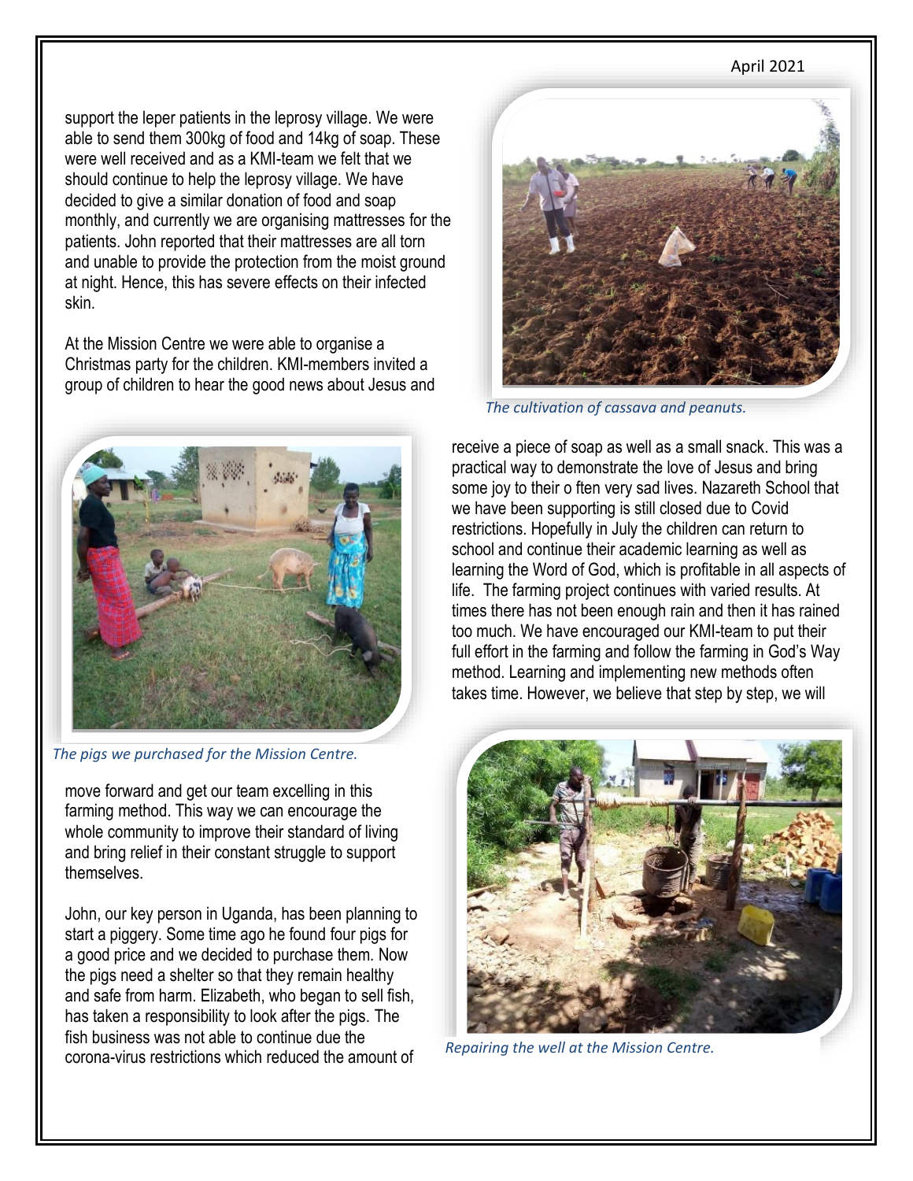support the leper patients in the leprosy village. We were able to send them 300kg of food and 14kg of soap. These were well received and as a KMI-team we felt that we should continue to help the leprosy village. We have decided to give a similar donation of food and soap monthly, and currently we are organising mattresses for the patients. John reported that their mattresses are all torn and unable to provide the protection from the moist ground at night. Hence, this has severe effects on their infected skin.

At the Mission Centre we were able to organise a Christmas party for the children. KMI-members invited a group of children to hear the good news about Jesus and receive a piece of soap as well as a small snack. This was a practical way to demonstrate the love of Jesus and bring some joy to their o ften very sad lives. Nazareth School that we have been supporting is still closed due to Covid restrictions. Hopefully in July the children can return to school and continue their academic learning as well as learning the Word of God, which is profitable in all aspects of life. The farming project continues with varied results. At times there has not been enough rain and then it has rained too much. We have encouraged our KMI-team to put their full effort in the farming and follow the farming in God's Way method. Learning and implementing new methods often takes time. However, we believe that step by step, we will move forward and get our team excelling in this farming method. This way we can encourage the whole community to improve their standard of living and bring relief in their constant struggle to support themselves.

*The cultivation of cassava and peanuts.*

*The pigs we purchased for the Mission Centre.*

John, our key person in Uganda, has been planning to start a piggery. Some time ago he found four pigs for a good price and we decided to purchase them. Now the pigs need a shelter so that they remain healthy and safe from harm. Elizabeth, who began to sell fish, has taken a responsibility to look after the pigs. The fish business was not able to continue due the corona-virus restrictions which reduced the amount of

*Repairing the well at the Mission Centre.*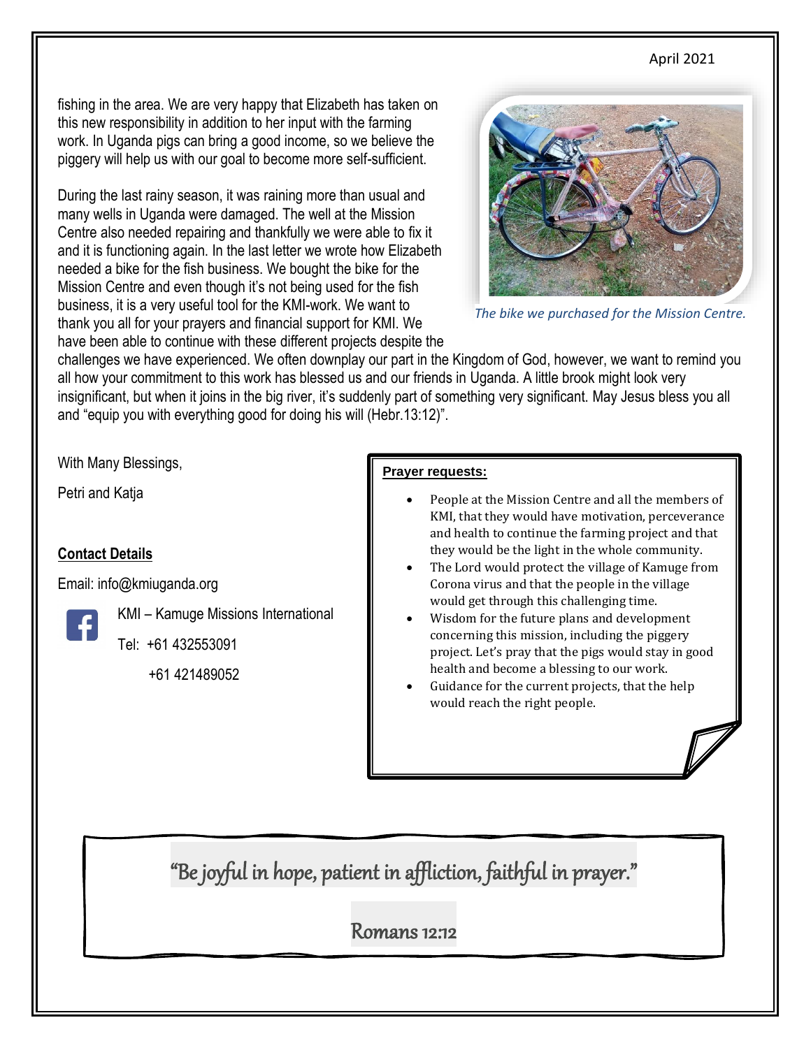fishing in the area. We are very happy that Elizabeth has taken on this new responsibility in addition to her input with the farming work. In Uganda pigs can bring a good income, so we believe the piggery will help us with our goal to become more self-sufficient.

During the last rainy season, it was raining more than usual and many wells in Uganda were damaged. The well at the Mission Centre also needed repairing and thankfully we were able to fix it and it is functioning again. In the last letter we wrote how Elizabeth needed a bike for the fish business. We bought the bike for the Mission Centre and even though it's not being used for the fish business, it is a very useful tool for the KMI-work. We want to thank you all for your prayers and financial support for KMI. We have been able to continue with these different projects despite the challenges we have experienced. We often downplay our part in the Kingdom of God, however, we want to remind you all how your commitment to this work has blessed us and our friends in Uganda. A little brook might look very insignificant, but when it joins in the big river, it's suddenly part of something very significant. May Jesus bless you all and "equip you with everything good for doing his will (Hebr.13:12)".

*The bike we purchased for the Mission Centre.*

With Many Blessings,

Petri and Katja

**Contact Details**

Email: info@kmiuganda.org

KMI – Kamuge Missions International

Tel: +61 432553091

+61 421489052

**Prayer requests:**

- People at the Mission Centre and all the members of KMI, that they would have motivation, perceverance and health to continue the farming project and that they would be the light in the whole community.
- The Lord would protect the village of Kamuge from Corona virus and that the people in the village would get through this challenging time.
- Wisdom for the future plans and development concerning this mission, including the piggery project. Let's pray that the pigs would stay in good health and become a blessing to our work.
- Guidance for the current projects, that the help would reach the right people.

"Be joyful in hope, patient in affliction, faithful in prayer."

Romans 12:12